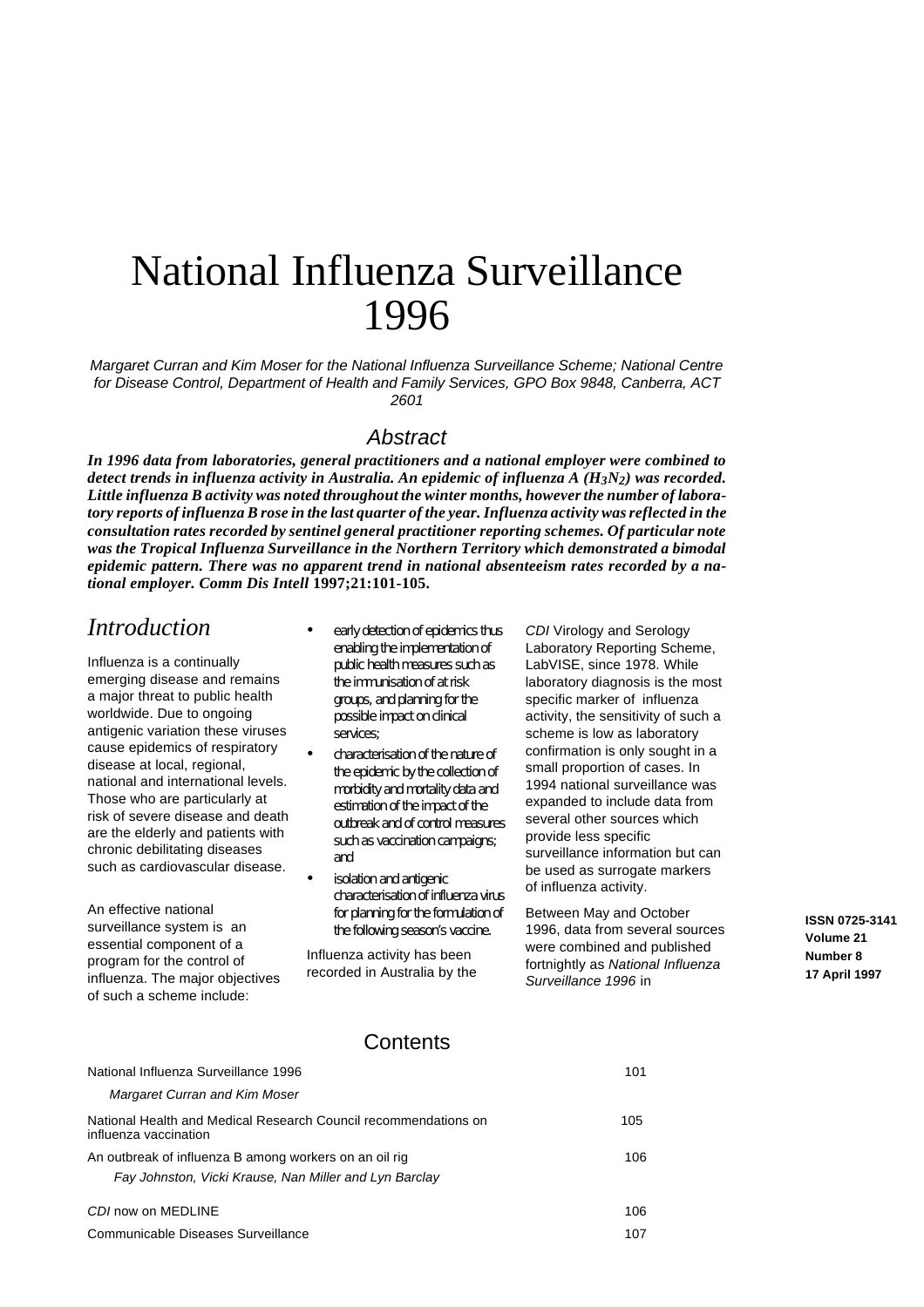# National Influenza Surveillance 1996

*Margaret Curran and Kim Moser for the National Influenza Surveillance Scheme; National Centre for Disease Control, Department of Health and Family Services, GPO Box 9848, Canberra, ACT 2601*

## Abstract

***In 1996 data from laboratories, general practitioners and a national employer were combined to detect trends in influenza activity in Australia. An epidemic of influenza A ($H_3N_2$) was recorded. Little influenza B activity was noted throughout the winter months, however the number of laboratory reports of influenza B rose in the last quarter of the year. Influenza activity was reflected in the consultation rates recorded by sentinel general practitioner reporting schemes. Of particular note was the Tropical Influenza Surveillance in the Northern Territory which demonstrated a bimodal epidemic pattern. There was no apparent trend in national absenteeism rates recorded by a national employer. Comm Dis Intell*** **1997;21:101-105.**

## Introduction

Influenza is a continually emerging disease and remains a major threat to public health worldwide. Due to ongoing antigenic variation these viruses cause epidemics of respiratory disease at local, regional, national and international levels. Those who are particularly at risk of severe disease and death are the elderly and patients with chronic debilitating diseases such as cardiovascular disease.

An effective national surveillance system is an essential component of a program for the control of influenza. The major objectives of such a scheme include:

- early detection of epidemics thus enabling the implementation of public health measures such as the immunisation of at risk groups, and planning for the possible impact on clinical services;
- characterisation of the nature of the epidemic by the collection of morbidity and mortality data and estimation of the impact of the outbreak and of control measures such as vaccination campaigns; and
- isolation and antigenic characterisation of influenza virus for planning for the formulation of the following season's vaccine.

Influenza activity has been recorded in Australia by the *CDI* Virology and Serology Laboratory Reporting Scheme, LabVISE, since 1978. While laboratory diagnosis is the most specific marker of influenza activity, the sensitivity of such a scheme is low as laboratory confirmation is only sought in a small proportion of cases. In 1994 national surveillance was expanded to include data from several other sources which provide less specific surveillance information but can be used as surrogate markers of influenza activity.

Between May and October 1996, data from several sources were combined and published fortnightly as *National Influenza Surveillance 1996* in

**ISSN 0725-3141**
**Volume 21**
**Number 8**
**17 April 1997**

## Contents

| | |
|---|---|
| National Influenza Surveillance 1996<br>*Margaret Curran and Kim Moser* | 101 |
| National Health and Medical Research Council recommendations on influenza vaccination | 105 |
| An outbreak of influenza B among workers on an oil rig<br>*Fay Johnston, Vicki Krause, Nan Miller and Lyn Barclay* | 106 |
| *CDI* now on MEDLINE | 106 |
| Communicable Diseases Surveillance | 107 |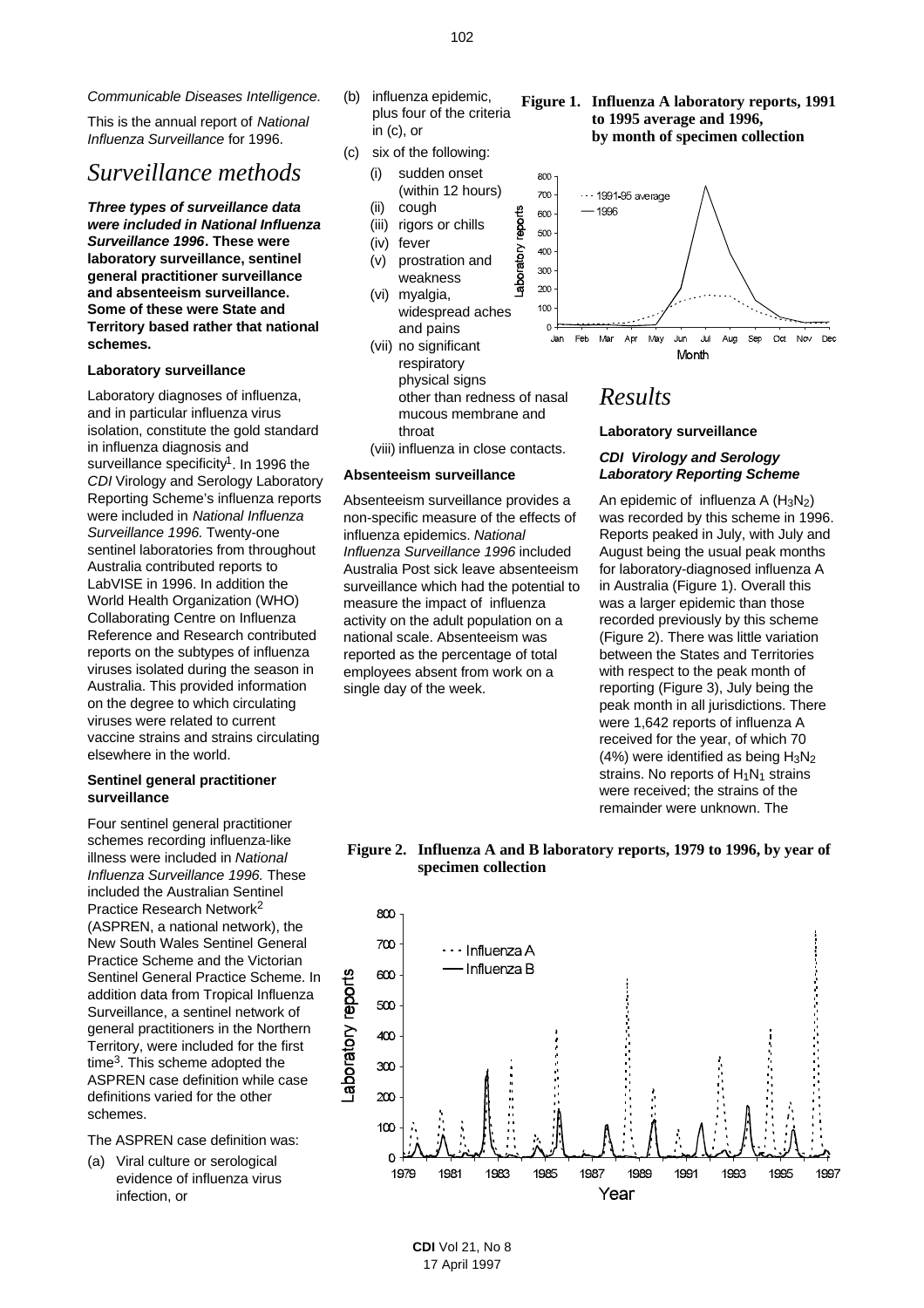*Communicable Diseases Intelligence*.

This is the annual report of *National Influenza Surveillance* for 1996.

# *Surveillance methods*

***Three types of surveillance data were included in National Influenza Surveillance 1996*. These were laboratory surveillance, sentinel general practitioner surveillance and absenteeism surveillance. Some of these were State and Territory based rather that national schemes.**

### Laboratory surveillance

Laboratory diagnoses of influenza, and in particular influenza virus isolation, constitute the gold standard in influenza diagnosis and surveillance specificity[1]. In 1996 the *CDI* Virology and Serology Laboratory Reporting Scheme's influenza reports were included in *National Influenza Surveillance 1996.* Twenty-one sentinel laboratories from throughout Australia contributed reports to LabVISE in 1996. In addition the World Health Organization (WHO) Collaborating Centre on Influenza Reference and Research contributed reports on the subtypes of influenza viruses isolated during the season in Australia. This provided information on the degree to which circulating viruses were related to current vaccine strains and strains circulating elsewhere in the world.

### Sentinel general practitioner surveillance

Four sentinel general practitioner schemes recording influenza-like illness were included in *National Influenza Surveillance 1996.* These included the Australian Sentinel Practice Research Network[2] (ASPREN, a national network), the New South Wales Sentinel General Practice Scheme and the Victorian Sentinel General Practice Scheme. In addition data from Tropical Influenza Surveillance, a sentinel network of general practitioners in the Northern Territory, were included for the first time[3]. This scheme adopted the ASPREN case definition while case definitions varied for the other schemes.

The ASPREN case definition was:

(a) Viral culture or serological evidence of influenza virus infection, or

(b) influenza epidemic, plus four of the criteria in (c), or

(c) six of the following:

- (i) sudden onset (within 12 hours)
- (ii) cough
- (iii) rigors or chills
- (iv) fever
- (v) prostration and weakness
- (vi) myalgia, widespread aches and pains
- (vii) no significant respiratory physical signs other than redness of nasal mucous membrane and throat
- (viii) influenza in close contacts.

### Absenteeism surveillance

Absenteeism surveillance provides a non-specific measure of the effects of influenza epidemics. *National Influenza Surveillance 1996* included Australia Post sick leave absenteeism surveillance which had the potential to measure the impact of influenza activity on the adult population on a national scale. Absenteeism was reported as the percentage of total employees absent from work on a single day of the week.

**Figure 1. Influenza A laboratory reports, 1991 to 1995 average and 1996, by month of specimen collection**

# *Results*

### Laboratory surveillance

#### *CDI Virology and Serology Laboratory Reporting Scheme*

An epidemic of influenza A ($H_3N_2$) was recorded by this scheme in 1996. Reports peaked in July, with July and August being the usual peak months for laboratory-diagnosed influenza A in Australia (Figure 1). Overall this was a larger epidemic than those recorded previously by this scheme (Figure 2). There was little variation between the States and Territories with respect to the peak month of reporting (Figure 3), July being the peak month in all jurisdictions. There were 1,642 reports of influenza A received for the year, of which 70 (4%) were identified as being $H_3N_2$ strains. No reports of $H_1N_1$ strains were received; the strains of the remainder were unknown. The

**Figure 2. Influenza A and B laboratory reports, 1979 to 1996, by year of specimen collection**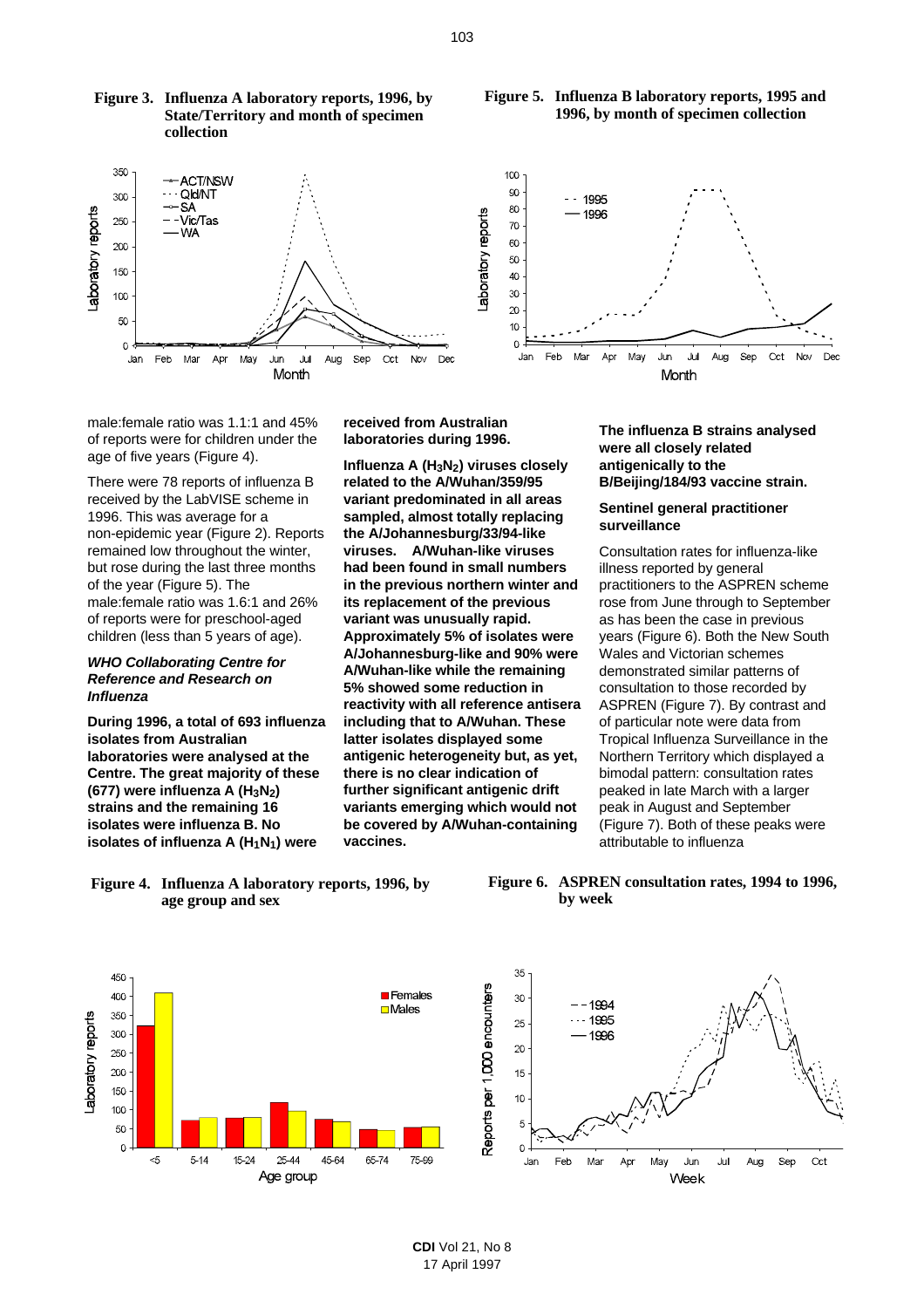**Figure 3. Influenza A laboratory reports, 1996, by State/Territory and month of specimen collection**

**Figure 5. Influenza B laboratory reports, 1995 and 1996, by month of specimen collection**

male:female ratio was 1.1:1 and 45% of reports were for children under the age of five years (Figure 4).

There were 78 reports of influenza B received by the LabVISE scheme in 1996. This was average for a non-epidemic year (Figure 2). Reports remained low throughout the winter, but rose during the last three months of the year (Figure 5). The male:female ratio was 1.6:1 and 26% of reports were for preschool-aged children (less than 5 years of age).

### *WHO Collaborating Centre for Reference and Research on Influenza*

**During 1996, a total of 693 influenza isolates from Australian laboratories were analysed at the Centre. The great majority of these (677) were influenza A ($H_3N_2$) strains and the remaining 16 isolates were influenza B. No isolates of influenza A ($H_1N_1$) were received from Australian laboratories during 1996.**

**Influenza A ($H_3N_2$) viruses closely related to the A/Wuhan/359/95 variant predominated in all areas sampled, almost totally replacing the A/Johannesburg/33/94-like viruses. A/Wuhan-like viruses had been found in small numbers in the previous northern winter and its replacement of the previous variant was unusually rapid. Approximately 5% of isolates were A/Johannesburg-like and 90% were A/Wuhan-like while the remaining 5% showed some reduction in reactivity with all reference antisera including that to A/Wuhan. These latter isolates displayed some antigenic heterogeneity but, as yet, there is no clear indication of further significant antigenic drift variants emerging which would not be covered by A/Wuhan-containing vaccines.**

**The influenza B strains analysed were all closely related antigenically to the B/Beijing/184/93 vaccine strain.**

### Sentinel general practitioner surveillance

Consultation rates for influenza-like illness reported by general practitioners to the ASPREN scheme rose from June through to September as has been the case in previous years (Figure 6). Both the New South Wales and Victorian schemes demonstrated similar patterns of consultation to those recorded by ASPREN (Figure 7). By contrast and of particular note were data from Tropical Influenza Surveillance in the Northern Territory which displayed a bimodal pattern: consultation rates peaked in late March with a larger peak in August and September (Figure 7). Both of these peaks were attributable to influenza

**Figure 4. Influenza A laboratory reports, 1996, by age group and sex**

**Figure 6. ASPREN consultation rates, 1994 to 1996, by week**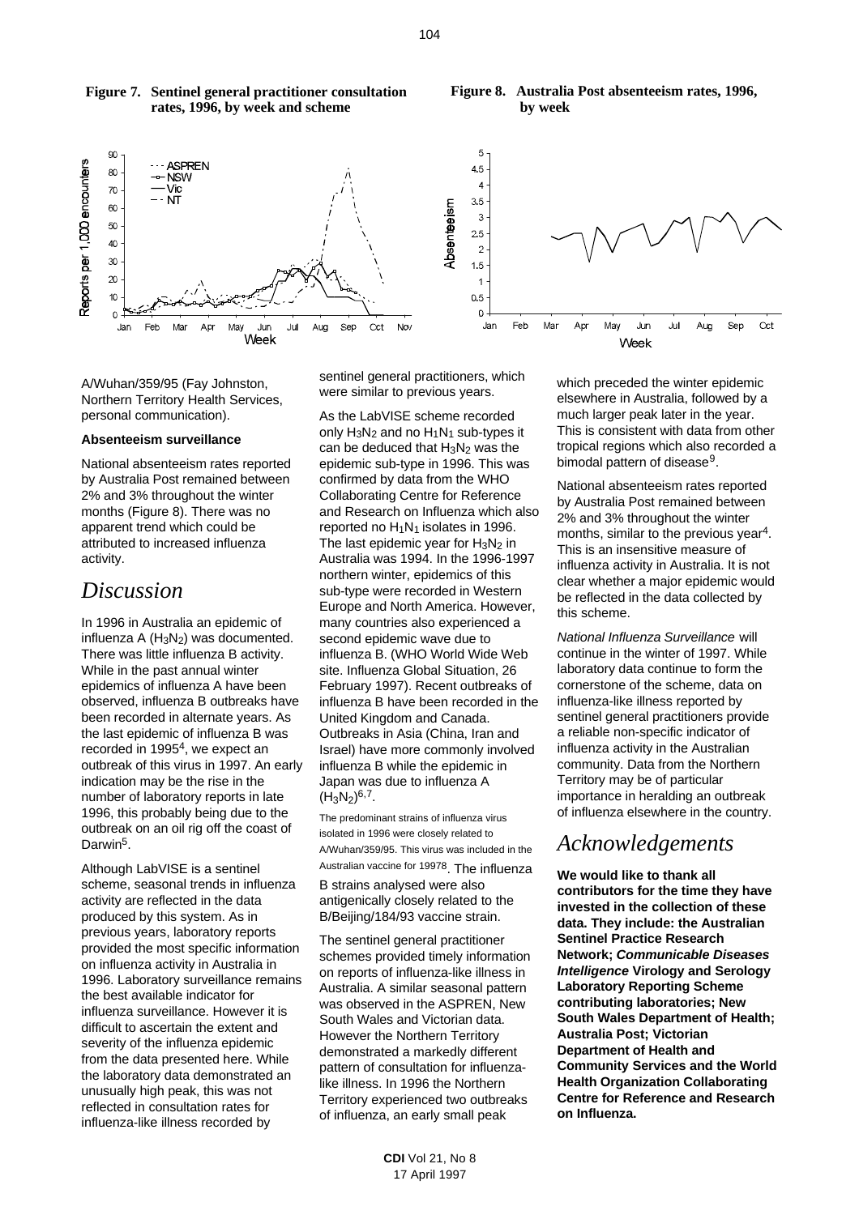**Figure 7. Sentinel general practitioner consultation rates, 1996, by week and scheme**

**Figure 8. Australia Post absenteeism rates, 1996, by week**

A/Wuhan/359/95 (Fay Johnston, Northern Territory Health Services, personal communication).

**Absenteeism surveillance**

National absenteeism rates reported by Australia Post remained between 2% and 3% throughout the winter months (Figure 8). There was no apparent trend which could be attributed to increased influenza activity.

# *Discussion*

In 1996 in Australia an epidemic of influenza A ($H_3N_2$) was documented. There was little influenza B activity. While in the past annual winter epidemics of influenza A have been observed, influenza B outbreaks have been recorded in alternate years. As the last epidemic of influenza B was recorded in 1995[4], we expect an outbreak of this virus in 1997. An early indication may be the rise in the number of laboratory reports in late 1996, this probably being due to the outbreak on an oil rig off the coast of Darwin[5].

Although LabVISE is a sentinel scheme, seasonal trends in influenza activity are reflected in the data produced by this system. As in previous years, laboratory reports provided the most specific information on influenza activity in Australia in 1996. Laboratory surveillance remains the best available indicator for influenza surveillance. However it is difficult to ascertain the extent and severity of the influenza epidemic from the data presented here. While the laboratory data demonstrated an unusually high peak, this was not reflected in consultation rates for influenza-like illness recorded by sentinel general practitioners, which were similar to previous years.

As the LabVISE scheme recorded only $H_3N_2$ and no $H_1N_1$ sub-types it can be deduced that $H_3N_2$ was the epidemic sub-type in 1996. This was confirmed by data from the WHO Collaborating Centre for Reference and Research on Influenza which also reported no $H_1N_1$ isolates in 1996. The last epidemic year for $H_3N_2$ in Australia was 1994. In the 1996-1997 northern winter, epidemics of this sub-type were recorded in Western Europe and North America. However, many countries also experienced a second epidemic wave due to influenza B. (WHO World Wide Web site. Influenza Global Situation, 26 February 1997). Recent outbreaks of influenza B have been recorded in the United Kingdom and Canada. Outbreaks in Asia (China, Iran and Israel) have more commonly involved influenza B while the epidemic in Japan was due to influenza A ($H_3N_2$)[6,7].

The predominant strains of influenza virus isolated in 1996 were closely related to A/Wuhan/359/95. This virus was included in the Australian vaccine for 1997[8]. The influenza B strains analysed were also antigenically closely related to the B/Beijing/184/93 vaccine strain.

The sentinel general practitioner schemes provided timely information on reports of influenza-like illness in Australia. A similar seasonal pattern was observed in the ASPREN, New South Wales and Victorian data. However the Northern Territory demonstrated a markedly different pattern of consultation for influenza-like illness. In 1996 the Northern Territory experienced two outbreaks of influenza, an early small peak which preceded the winter epidemic elsewhere in Australia, followed by a much larger peak later in the year. This is consistent with data from other tropical regions which also recorded a bimodal pattern of disease[9].

National absenteeism rates reported by Australia Post remained between 2% and 3% throughout the winter months, similar to the previous year[4]. This is an insensitive measure of influenza activity in Australia. It is not clear whether a major epidemic would be reflected in the data collected by this scheme.

*National Influenza Surveillance* will continue in the winter of 1997. While laboratory data continue to form the cornerstone of the scheme, data on influenza-like illness reported by sentinel general practitioners provide a reliable non-specific indicator of influenza activity in the Australian community. Data from the Northern Territory may be of particular importance in heralding an outbreak of influenza elsewhere in the country.

# *Acknowledgements*

**We would like to thank all contributors for the time they have invested in the collection of these data. They include: the Australian Sentinel Practice Research Network; *Communicable Diseases Intelligence* Virology and Serology Laboratory Reporting Scheme contributing laboratories; New South Wales Department of Health; Australia Post; Victorian Department of Health and Community Services and the World Health Organization Collaborating Centre for Reference and Research on Influenza.**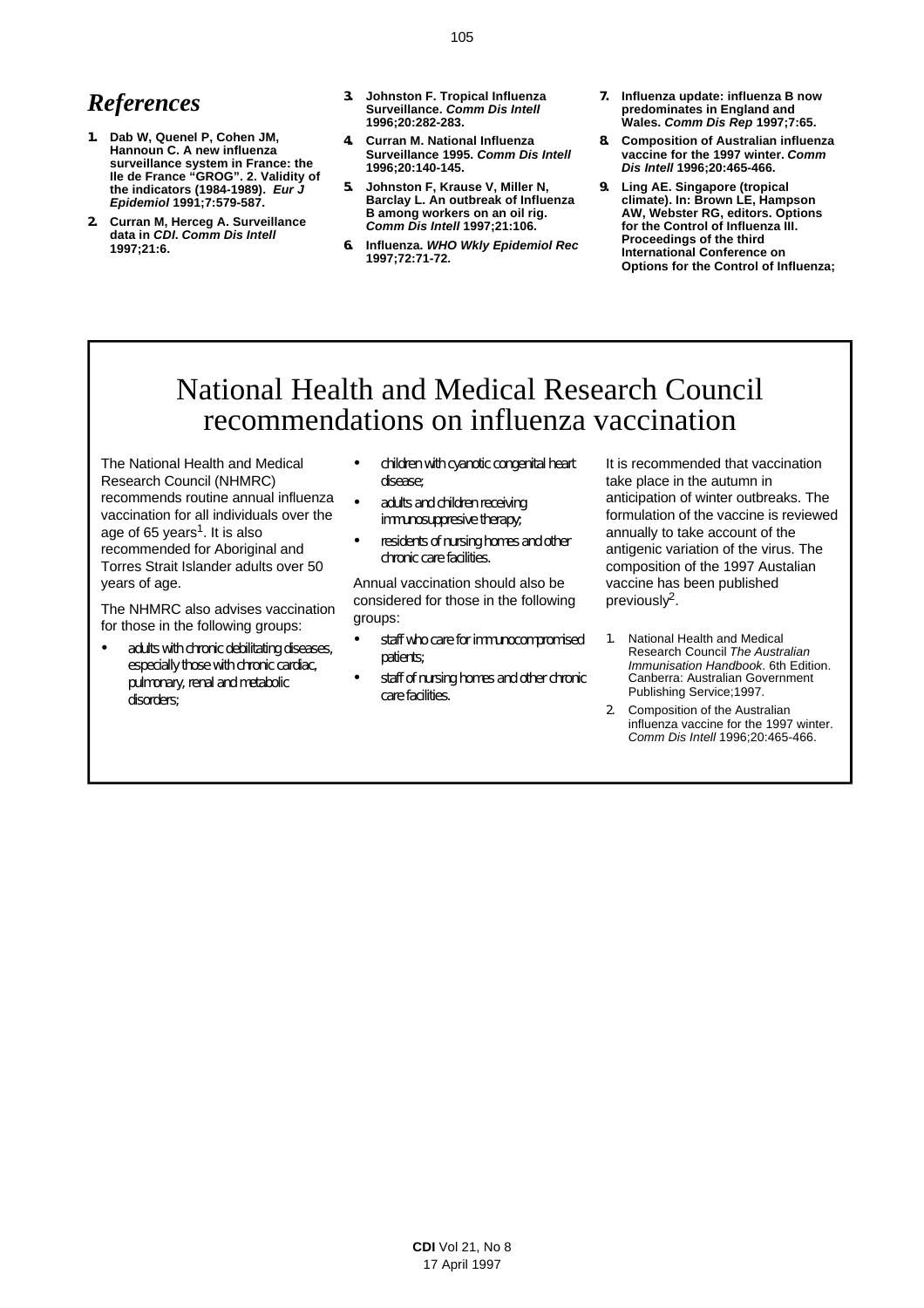## *References*

1. **Dab W, Quenel P, Cohen JM, Hannoun C. A new influenza surveillance system in France: the Ile de France "GROG". 2. Validity of the indicators (1984-1989). *Eur J Epidemiol* 1991;7:579-587.**
2. **Curran M, Herceg A. Surveillance data in *CDI*. *Comm Dis Intell* 1997;21:6.**
3. **Johnston F. Tropical Influenza Surveillance. *Comm Dis Intell* 1996;20:282-283.**
4. **Curran M. National Influenza Surveillance 1995. *Comm Dis Intell* 1996;20:140-145.**
5. **Johnston F, Krause V, Miller N, Barclay L. An outbreak of Influenza B among workers on an oil rig. *Comm Dis Intell* 1997;21:106.**
6. **Influenza. *WHO Wkly Epidemiol Rec* 1997;72:71-72.**
7. **Influenza update: influenza B now predominates in England and Wales. *Comm Dis Rep* 1997;7:65.**
8. **Composition of Australian influenza vaccine for the 1997 winter. *Comm Dis Intell* 1996;20:465-466.**
9. **Ling AE. Singapore (tropical climate). In: Brown LE, Hampson AW, Webster RG, editors. Options for the Control of Influenza III. Proceedings of the third International Conference on Options for the Control of Influenza;**

# National Health and Medical Research Council recommendations on influenza vaccination

The National Health and Medical Research Council (NHMRC) recommends routine annual influenza vaccination for all individuals over the age of 65 years[1]. It is also recommended for Aboriginal and Torres Strait Islander adults over 50 years of age.

The NHMRC also advises vaccination for those in the following groups:

- adults with chronic debilitating diseases, especially those with chronic cardiac, pulmonary, renal and metabolic disorders;
- children with cyanotic congenital heart disease;
- adults and children receiving immunosuppresive therapy;
- residents of nursing homes and other chronic care facilities.

Annual vaccination should also be considered for those in the following groups:

- staff who care for immunocompromised patients;
- staff of nursing homes and other chronic care facilities.

It is recommended that vaccination take place in the autumn in anticipation of winter outbreaks. The formulation of the vaccine is reviewed annually to take account of the antigenic variation of the virus. The composition of the 1997 Austalian vaccine has been published previously[2].

1. National Health and Medical Research Council *The Australian Immunisation Handbook*. 6th Edition. Canberra: Australian Government Publishing Service;1997.
2. Composition of the Australian influenza vaccine for the 1997 winter. *Comm Dis Intell* 1996;20:465-466.